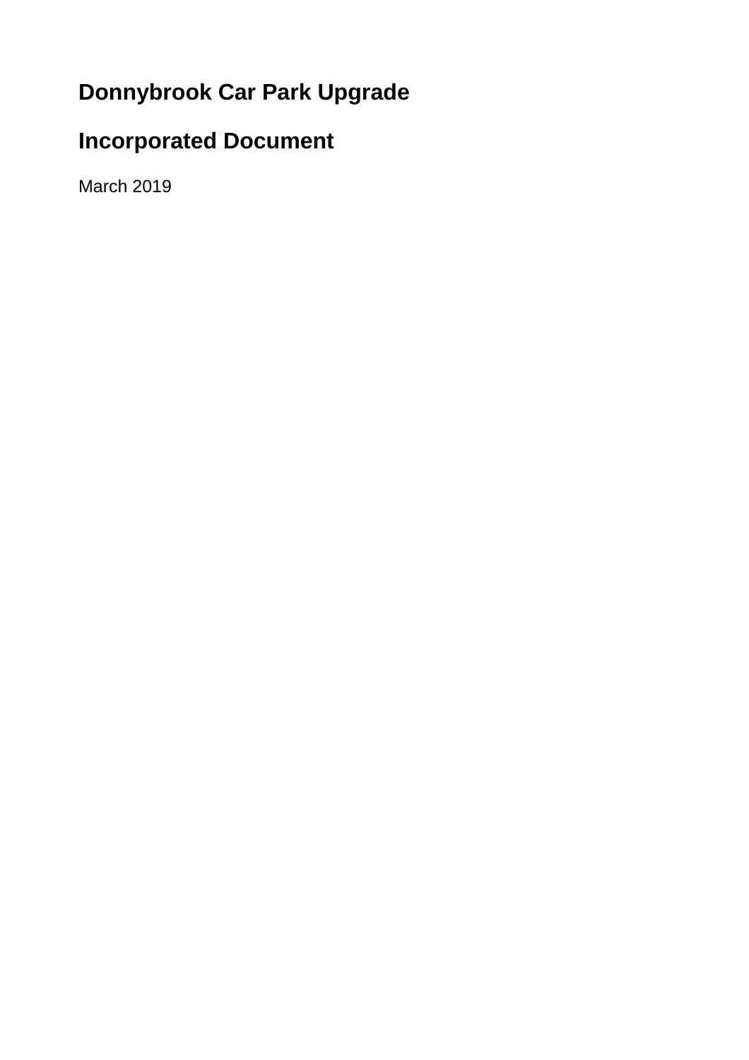# Donnybrook Car Park Upgrade

# Incorporated Document

March 2019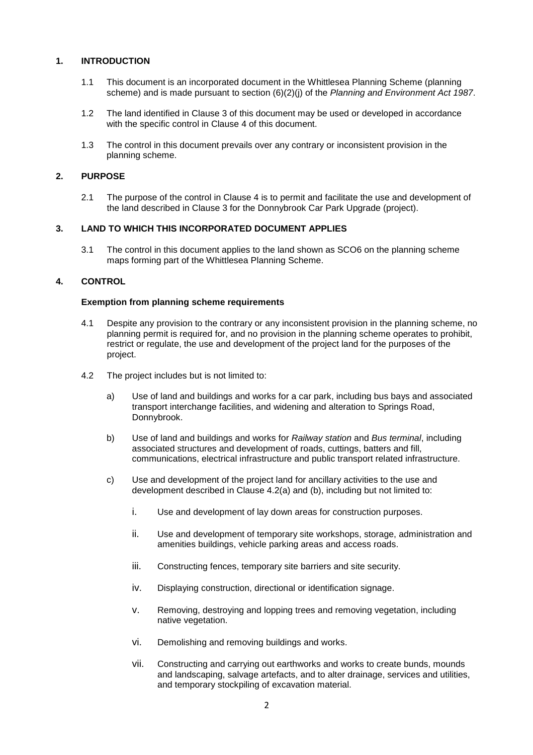## 1. INTRODUCTION

1.1 This document is an incorporated document in the Whittlesea Planning Scheme (planning scheme) and is made pursuant to section (6)(2)(j) of the *Planning and Environment Act 1987*.

1.2 The land identified in Clause 3 of this document may be used or developed in accordance with the specific control in Clause 4 of this document.

1.3 The control in this document prevails over any contrary or inconsistent provision in the planning scheme.

## 2. PURPOSE

2.1 The purpose of the control in Clause 4 is to permit and facilitate the use and development of the land described in Clause 3 for the Donnybrook Car Park Upgrade (project).

## 3. LAND TO WHICH THIS INCORPORATED DOCUMENT APPLIES

3.1 The control in this document applies to the land shown as SCO6 on the planning scheme maps forming part of the Whittlesea Planning Scheme.

## 4. CONTROL

**Exemption from planning scheme requirements**

4.1 Despite any provision to the contrary or any inconsistent provision in the planning scheme, no planning permit is required for, and no provision in the planning scheme operates to prohibit, restrict or regulate, the use and development of the project land for the purposes of the project.

4.2 The project includes but is not limited to:

a) Use of land and buildings and works for a car park, including bus bays and associated transport interchange facilities, and widening and alteration to Springs Road, Donnybrook.

b) Use of land and buildings and works for *Railway station* and *Bus terminal*, including associated structures and development of roads, cuttings, batters and fill, communications, electrical infrastructure and public transport related infrastructure.

c) Use and development of the project land for ancillary activities to the use and development described in Clause 4.2(a) and (b), including but not limited to:

i. Use and development of lay down areas for construction purposes.

ii. Use and development of temporary site workshops, storage, administration and amenities buildings, vehicle parking areas and access roads.

iii. Constructing fences, temporary site barriers and site security.

iv. Displaying construction, directional or identification signage.

v. Removing, destroying and lopping trees and removing vegetation, including native vegetation.

vi. Demolishing and removing buildings and works.

vii. Constructing and carrying out earthworks and works to create bunds, mounds and landscaping, salvage artefacts, and to alter drainage, services and utilities, and temporary stockpiling of excavation material.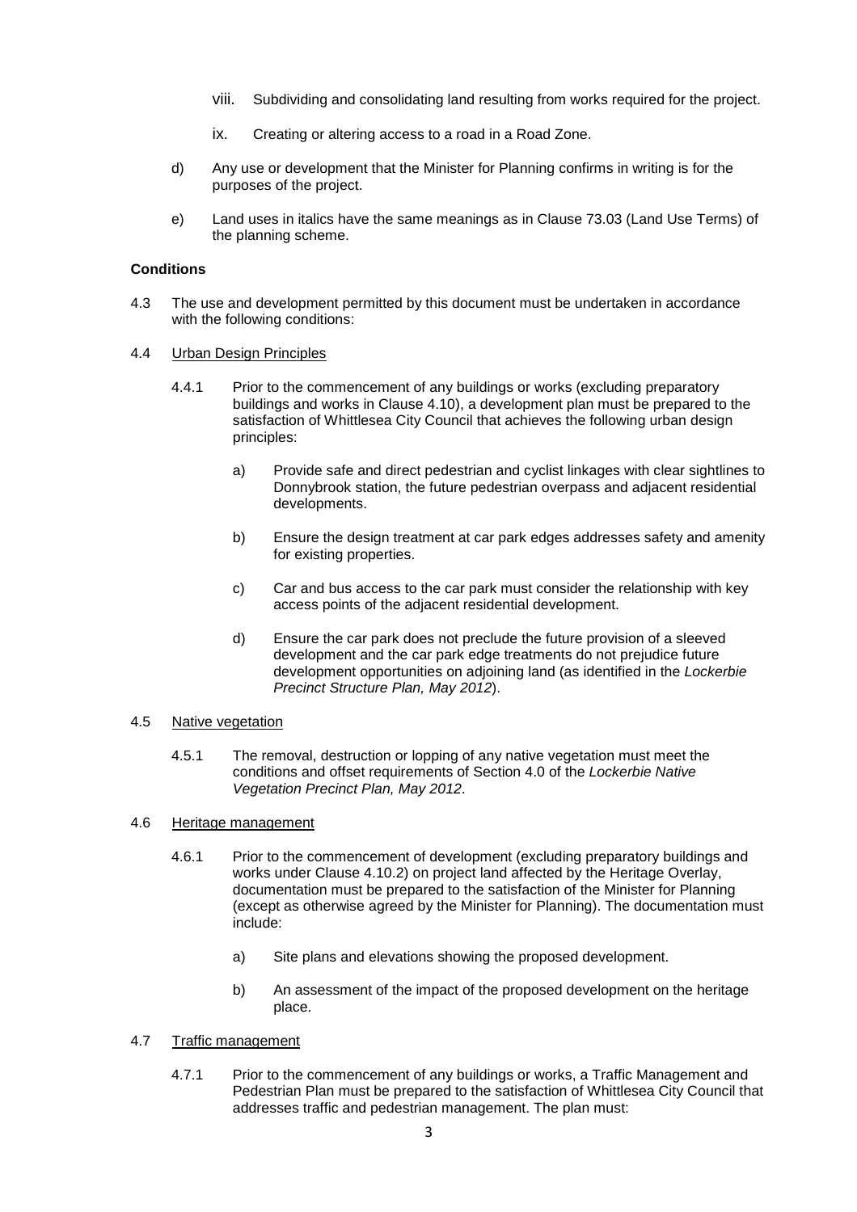viii. Subdividing and consolidating land resulting from works required for the project.

ix. Creating or altering access to a road in a Road Zone.

d) Any use or development that the Minister for Planning confirms in writing is for the purposes of the project.

e) Land uses in italics have the same meanings as in Clause 73.03 (Land Use Terms) of the planning scheme.

**Conditions**

4.3 The use and development permitted by this document must be undertaken in accordance with the following conditions:

4.4 Urban Design Principles

4.4.1 Prior to the commencement of any buildings or works (excluding preparatory buildings and works in Clause 4.10), a development plan must be prepared to the satisfaction of Whittlesea City Council that achieves the following urban design principles:

a) Provide safe and direct pedestrian and cyclist linkages with clear sightlines to Donnybrook station, the future pedestrian overpass and adjacent residential developments.

b) Ensure the design treatment at car park edges addresses safety and amenity for existing properties.

c) Car and bus access to the car park must consider the relationship with key access points of the adjacent residential development.

d) Ensure the car park does not preclude the future provision of a sleeved development and the car park edge treatments do not prejudice future development opportunities on adjoining land (as identified in the *Lockerbie Precinct Structure Plan, May 2012*).

4.5 Native vegetation

4.5.1 The removal, destruction or lopping of any native vegetation must meet the conditions and offset requirements of Section 4.0 of the *Lockerbie Native Vegetation Precinct Plan, May 2012*.

4.6 Heritage management

4.6.1 Prior to the commencement of development (excluding preparatory buildings and works under Clause 4.10.2) on project land affected by the Heritage Overlay, documentation must be prepared to the satisfaction of the Minister for Planning (except as otherwise agreed by the Minister for Planning). The documentation must include:

a) Site plans and elevations showing the proposed development.

b) An assessment of the impact of the proposed development on the heritage place.

4.7 Traffic management

4.7.1 Prior to the commencement of any buildings or works, a Traffic Management and Pedestrian Plan must be prepared to the satisfaction of Whittlesea City Council that addresses traffic and pedestrian management. The plan must: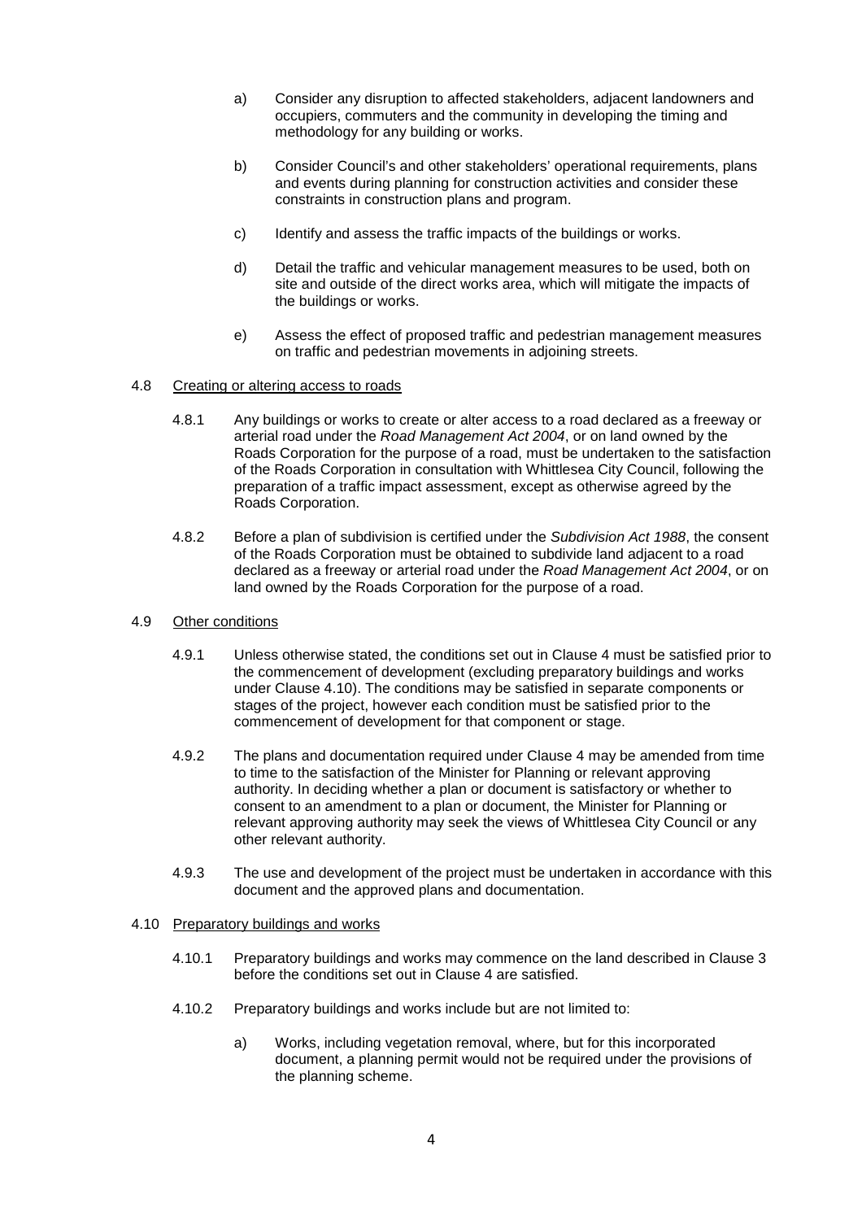a) Consider any disruption to affected stakeholders, adjacent landowners and occupiers, commuters and the community in developing the timing and methodology for any building or works.

b) Consider Council's and other stakeholders' operational requirements, plans and events during planning for construction activities and consider these constraints in construction plans and program.

c) Identify and assess the traffic impacts of the buildings or works.

d) Detail the traffic and vehicular management measures to be used, both on site and outside of the direct works area, which will mitigate the impacts of the buildings or works.

e) Assess the effect of proposed traffic and pedestrian management measures on traffic and pedestrian movements in adjoining streets.

4.8 Creating or altering access to roads

4.8.1 Any buildings or works to create or alter access to a road declared as a freeway or arterial road under the *Road Management Act 2004*, or on land owned by the Roads Corporation for the purpose of a road, must be undertaken to the satisfaction of the Roads Corporation in consultation with Whittlesea City Council, following the preparation of a traffic impact assessment, except as otherwise agreed by the Roads Corporation.

4.8.2 Before a plan of subdivision is certified under the *Subdivision Act 1988*, the consent of the Roads Corporation must be obtained to subdivide land adjacent to a road declared as a freeway or arterial road under the *Road Management Act 2004*, or on land owned by the Roads Corporation for the purpose of a road.

4.9 Other conditions

4.9.1 Unless otherwise stated, the conditions set out in Clause 4 must be satisfied prior to the commencement of development (excluding preparatory buildings and works under Clause 4.10). The conditions may be satisfied in separate components or stages of the project, however each condition must be satisfied prior to the commencement of development for that component or stage.

4.9.2 The plans and documentation required under Clause 4 may be amended from time to time to the satisfaction of the Minister for Planning or relevant approving authority. In deciding whether a plan or document is satisfactory or whether to consent to an amendment to a plan or document, the Minister for Planning or relevant approving authority may seek the views of Whittlesea City Council or any other relevant authority.

4.9.3 The use and development of the project must be undertaken in accordance with this document and the approved plans and documentation.

4.10 Preparatory buildings and works

4.10.1 Preparatory buildings and works may commence on the land described in Clause 3 before the conditions set out in Clause 4 are satisfied.

4.10.2 Preparatory buildings and works include but are not limited to:

a) Works, including vegetation removal, where, but for this incorporated document, a planning permit would not be required under the provisions of the planning scheme.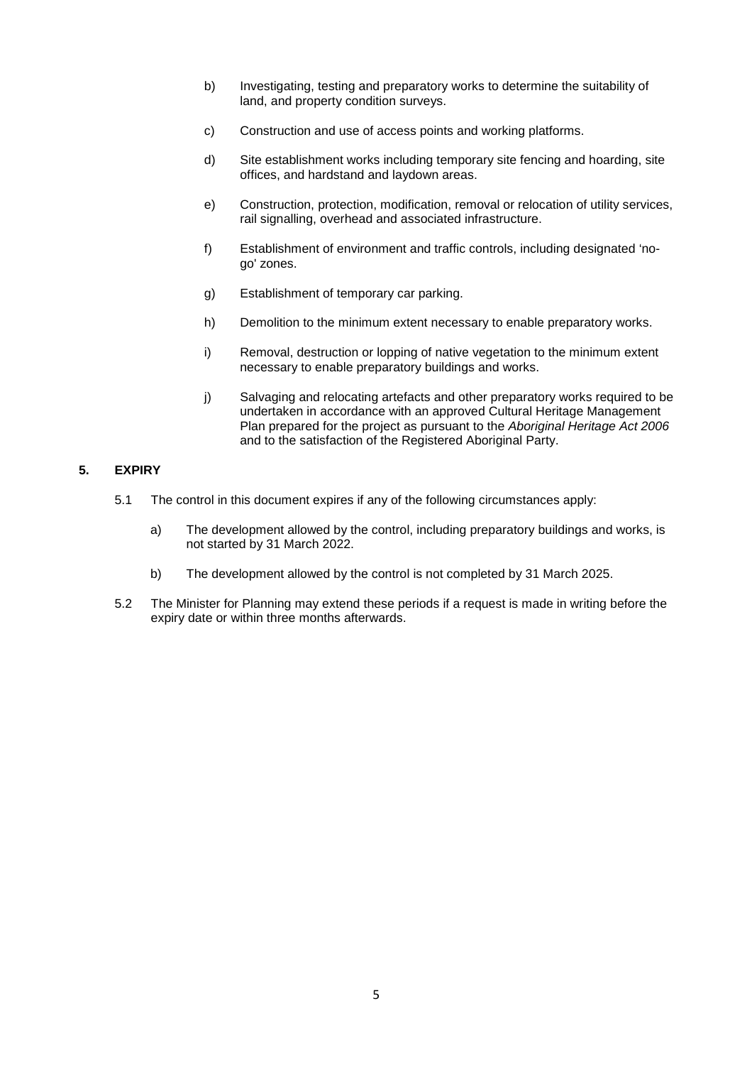b) Investigating, testing and preparatory works to determine the suitability of land, and property condition surveys.

c) Construction and use of access points and working platforms.

d) Site establishment works including temporary site fencing and hoarding, site offices, and hardstand and laydown areas.

e) Construction, protection, modification, removal or relocation of utility services, rail signalling, overhead and associated infrastructure.

f) Establishment of environment and traffic controls, including designated 'no-go' zones.

g) Establishment of temporary car parking.

h) Demolition to the minimum extent necessary to enable preparatory works.

i) Removal, destruction or lopping of native vegetation to the minimum extent necessary to enable preparatory buildings and works.

j) Salvaging and relocating artefacts and other preparatory works required to be undertaken in accordance with an approved Cultural Heritage Management Plan prepared for the project as pursuant to the *Aboriginal Heritage Act 2006* and to the satisfaction of the Registered Aboriginal Party.

## 5. EXPIRY

5.1 The control in this document expires if any of the following circumstances apply:

a) The development allowed by the control, including preparatory buildings and works, is not started by 31 March 2022.

b) The development allowed by the control is not completed by 31 March 2025.

5.2 The Minister for Planning may extend these periods if a request is made in writing before the expiry date or within three months afterwards.